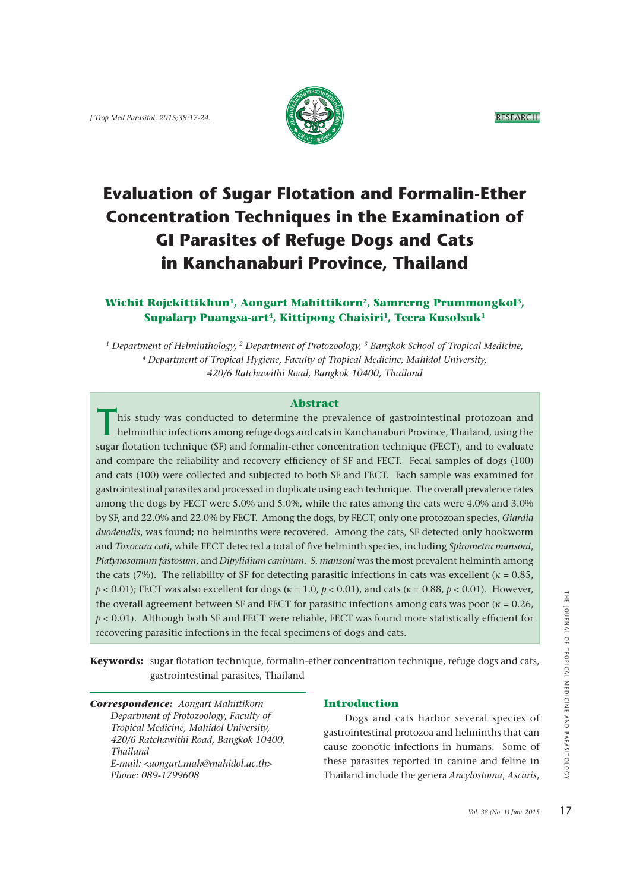RESEARCH

# Evaluation of Sugar Flotation and Formalin-Ether Concentration Techniques in the Examination of GI Parasites of Refuge Dogs and Cats in Kanchanaburi Province, Thailand

**Wichit Rojekittikhun[1], Aongart Mahittikorn[2], Samrerng Prummongkol[3], Supalarp Puangsa-art[4], Kittipong Chaisiri[1], Teera Kusolsuk[1]**

*[1] Department of Helminthology, [2] Department of Protozoology, [3] Bangkok School of Tropical Medicine, [4] Department of Tropical Hygiene, Faculty of Tropical Medicine, Mahidol University, 420/6 Ratchawithi Road, Bangkok 10400, Thailand*

## Abstract

This study was conducted to determine the prevalence of gastrointestinal protozoan and helminthic infections among refuge dogs and cats in Kanchanaburi Province, Thailand, using the sugar flotation technique (SF) and formalin-ether concentration technique (FECT), and to evaluate and compare the reliability and recovery efficiency of SF and FECT. Fecal samples of dogs (100) and cats (100) were collected and subjected to both SF and FECT. Each sample was examined for gastrointestinal parasites and processed in duplicate using each technique. The overall prevalence rates among the dogs by FECT were 5.0% and 5.0%, while the rates among the cats were 4.0% and 3.0% by SF, and 22.0% and 22.0% by FECT. Among the dogs, by FECT, only one protozoan species, *Giardia duodenalis*, was found; no helminths were recovered. Among the cats, SF detected only hookworm and *Toxocara cati*, while FECT detected a total of five helminth species, including *Spirometra mansoni*, *Platynosomum fastosum*, and *Dipylidium caninum*. *S. mansoni* was the most prevalent helminth among the cats (7%). The reliability of SF for detecting parasitic infections in cats was excellent ($\kappa = 0.85$, $p < 0.01$); FECT was also excellent for dogs ($\kappa = 1.0$, $p < 0.01$), and cats ($\kappa = 0.88$, $p < 0.01$). However, the overall agreement between SF and FECT for parasitic infections among cats was poor ($\kappa = 0.26$, $p < 0.01$). Although both SF and FECT were reliable, FECT was found more statistically efficient for recovering parasitic infections in the fecal specimens of dogs and cats.

**Keywords:** sugar flotation technique, formalin-ether concentration technique, refuge dogs and cats, gastrointestinal parasites, Thailand

***Correspondence:*** *Aongart Mahittikorn*
*Department of Protozoology, Faculty of Tropical Medicine, Mahidol University, 420/6 Ratchawithi Road, Bangkok 10400, Thailand*
*E-mail: <aongart.mah@mahidol.ac.th>*
*Phone: 089-1799608*

## Introduction

Dogs and cats harbor several species of gastrointestinal protozoa and helminths that can cause zoonotic infections in humans. Some of these parasites reported in canine and feline in Thailand include the genera *Ancylostoma*, *Ascaris*,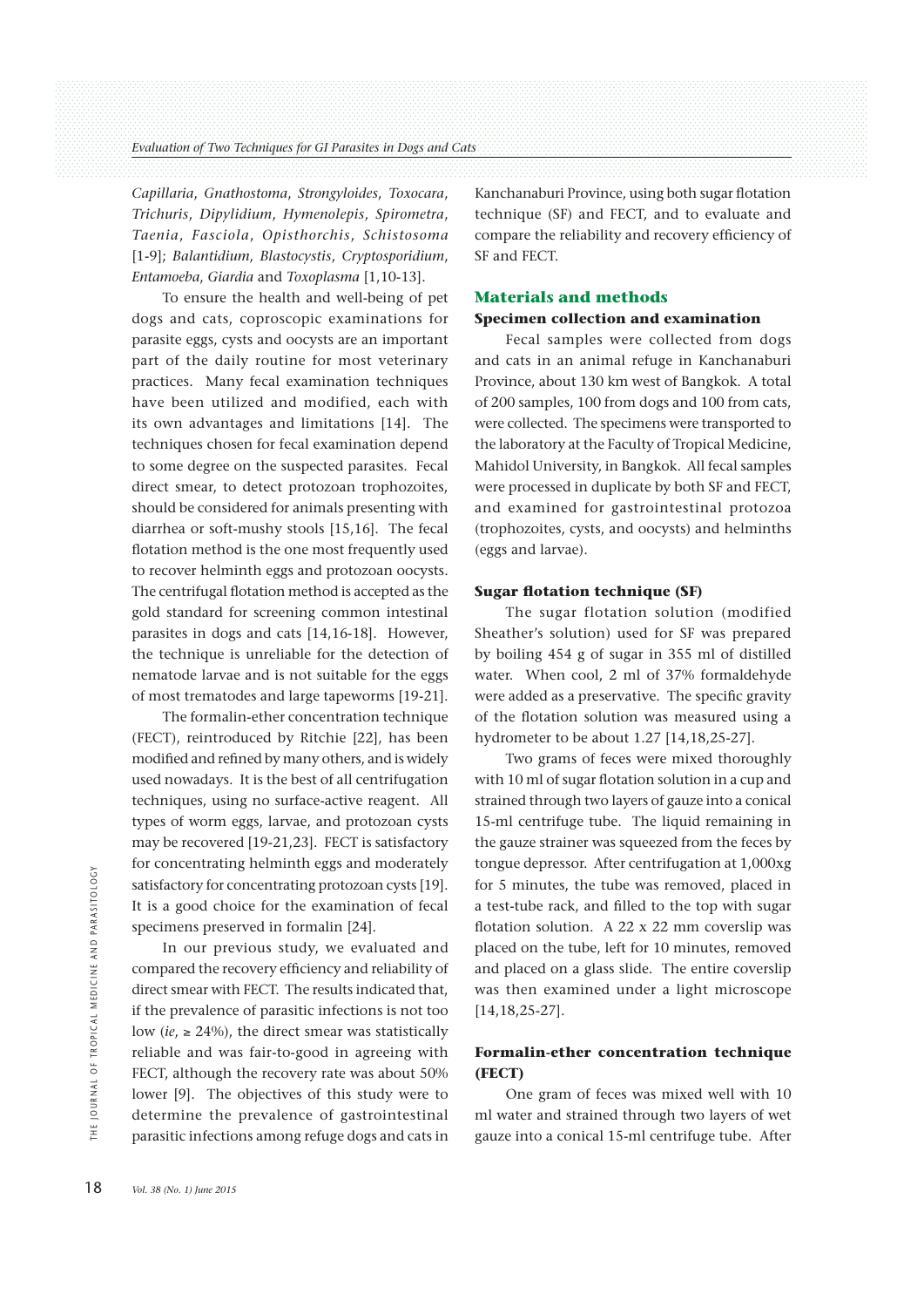*Capillaria*, *Gnathostoma*, *Strongyloides*, *Toxocara*, *Trichuris*, *Dipylidium*, *Hymenolepis*, *Spirometra*, *Taenia*, *Fasciola*, *Opisthorchis*, *Schistosoma* [1-9]; *Balantidium*, *Blastocystis*, *Cryptosporidium*, *Entamoeba*, *Giardia* and *Toxoplasma* [1,10-13].

To ensure the health and well-being of pet dogs and cats, coproscopic examinations for parasite eggs, cysts and oocysts are an important part of the daily routine for most veterinary practices. Many fecal examination techniques have been utilized and modified, each with its own advantages and limitations [14]. The techniques chosen for fecal examination depend to some degree on the suspected parasites. Fecal direct smear, to detect protozoan trophozoites, should be considered for animals presenting with diarrhea or soft-mushy stools [15,16]. The fecal flotation method is the one most frequently used to recover helminth eggs and protozoan oocysts. The centrifugal flotation method is accepted as the gold standard for screening common intestinal parasites in dogs and cats [14,16-18]. However, the technique is unreliable for the detection of nematode larvae and is not suitable for the eggs of most trematodes and large tapeworms [19-21].

The formalin-ether concentration technique (FECT), reintroduced by Ritchie [22], has been modified and refined by many others, and is widely used nowadays. It is the best of all centrifugation techniques, using no surface-active reagent. All types of worm eggs, larvae, and protozoan cysts may be recovered [19-21,23]. FECT is satisfactory for concentrating helminth eggs and moderately satisfactory for concentrating protozoan cysts [19]. It is a good choice for the examination of fecal specimens preserved in formalin [24].

In our previous study, we evaluated and compared the recovery efficiency and reliability of direct smear with FECT. The results indicated that, if the prevalence of parasitic infections is not too low (*ie*, ≥ 24%), the direct smear was statistically reliable and was fair-to-good in agreeing with FECT, although the recovery rate was about 50% lower [9]. The objectives of this study were to determine the prevalence of gastrointestinal parasitic infections among refuge dogs and cats in Kanchanaburi Province, using both sugar flotation technique (SF) and FECT, and to evaluate and compare the reliability and recovery efficiency of SF and FECT.

## Materials and methods

### Specimen collection and examination

Fecal samples were collected from dogs and cats in an animal refuge in Kanchanaburi Province, about 130 km west of Bangkok. A total of 200 samples, 100 from dogs and 100 from cats, were collected. The specimens were transported to the laboratory at the Faculty of Tropical Medicine, Mahidol University, in Bangkok. All fecal samples were processed in duplicate by both SF and FECT, and examined for gastrointestinal protozoa (trophozoites, cysts, and oocysts) and helminths (eggs and larvae).

### Sugar flotation technique (SF)

The sugar flotation solution (modified Sheather's solution) used for SF was prepared by boiling 454 g of sugar in 355 ml of distilled water. When cool, 2 ml of 37% formaldehyde were added as a preservative. The specific gravity of the flotation solution was measured using a hydrometer to be about 1.27 [14,18,25-27].

Two grams of feces were mixed thoroughly with 10 ml of sugar flotation solution in a cup and strained through two layers of gauze into a conical 15-ml centrifuge tube. The liquid remaining in the gauze strainer was squeezed from the feces by tongue depressor. After centrifugation at 1,000xg for 5 minutes, the tube was removed, placed in a test-tube rack, and filled to the top with sugar flotation solution. A 22 x 22 mm coverslip was placed on the tube, left for 10 minutes, removed and placed on a glass slide. The entire coverslip was then examined under a light microscope [14,18,25-27].

### Formalin-ether concentration technique (FECT)

One gram of feces was mixed well with 10 ml water and strained through two layers of wet gauze into a conical 15-ml centrifuge tube. After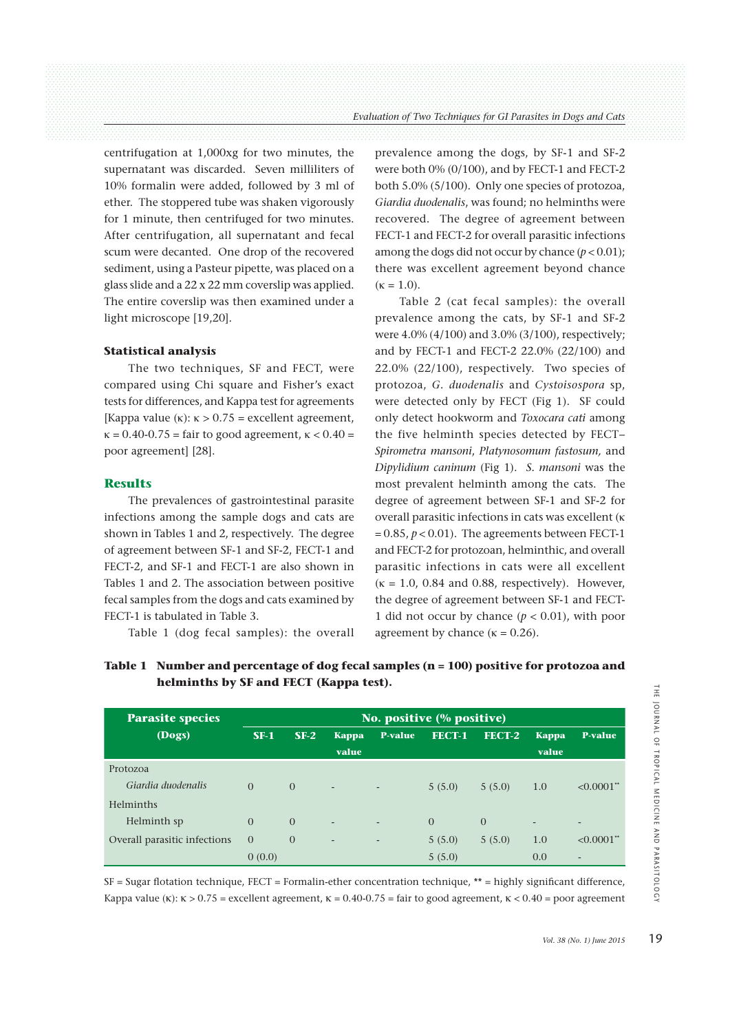centrifugation at 1,000xg for two minutes, the supernatant was discarded. Seven milliliters of 10% formalin were added, followed by 3 ml of ether. The stoppered tube was shaken vigorously for 1 minute, then centrifuged for two minutes. After centrifugation, all supernatant and fecal scum were decanted. One drop of the recovered sediment, using a Pasteur pipette, was placed on a glass slide and a 22 x 22 mm coverslip was applied. The entire coverslip was then examined under a light microscope [19,20].

### Statistical analysis

The two techniques, SF and FECT, were compared using Chi square and Fisher's exact tests for differences, and Kappa test for agreements [Kappa value (κ): $\kappa > 0.75$ = excellent agreement, $\kappa = 0.40\text{-}0.75$ = fair to good agreement, $\kappa < 0.40$ = poor agreement] [28].

## Results

The prevalences of gastrointestinal parasite infections among the sample dogs and cats are shown in Tables 1 and 2, respectively. The degree of agreement between SF-1 and SF-2, FECT-1 and FECT-2, and SF-1 and FECT-1 are also shown in Tables 1 and 2. The association between positive fecal samples from the dogs and cats examined by FECT-1 is tabulated in Table 3.

Table 1 (dog fecal samples): the overall prevalence among the dogs, by SF-1 and SF-2 were both 0% (0/100), and by FECT-1 and FECT-2 both 5.0% (5/100). Only one species of protozoa, *Giardia duodenalis*, was found; no helminths were recovered. The degree of agreement between FECT-1 and FECT-2 for overall parasitic infections among the dogs did not occur by chance ($p < 0.01$); there was excellent agreement beyond chance ($\kappa = 1.0$).

Table 2 (cat fecal samples): the overall prevalence among the cats, by SF-1 and SF-2 were 4.0% (4/100) and 3.0% (3/100), respectively; and by FECT-1 and FECT-2 22.0% (22/100) and 22.0% (22/100), respectively. Two species of protozoa, *G. duodenalis* and *Cystoisospora* sp, were detected only by FECT (Fig 1). SF could only detect hookworm and *Toxocara cati* among the five helminth species detected by FECT– *Spirometra mansoni*, *Platynosomum fastosum,* and *Dipylidium caninum* (Fig 1). *S. mansoni* was the most prevalent helminth among the cats. The degree of agreement between SF-1 and SF-2 for overall parasitic infections in cats was excellent ($\kappa = 0.85$, $p < 0.01$). The agreements between FECT-1 and FECT-2 for protozoan, helminthic, and overall parasitic infections in cats were all excellent ($\kappa = 1.0$, 0.84 and 0.88, respectively). However, the degree of agreement between SF-1 and FECT-1 did not occur by chance ($p < 0.01$), with poor agreement by chance ($\kappa = 0.26$).

**Table 1 Number and percentage of dog fecal samples (n = 100) positive for protozoa and helminths by SF and FECT (Kappa test).**

| Parasite species (Dogs) | No. positive (% positive) | | | | | | | |
|---|---|---|---|---|---|---|---|---|
| | SF-1 | SF-2 | Kappa value | P-value | FECT-1 | FECT-2 | Kappa value | P-value |
| Protozoa | | | | | | | | |
| *Giardia duodenalis* | 0 | 0 | - | - | 5 (5.0) | 5 (5.0) | 1.0 | <0.0001** |
| Helminths | | | | | | | | |
| Helminth sp | 0 | 0 | - | - | 0 | 0 | - | - |
| Overall parasitic infections | 0 | 0 | - | - | 5 (5.0) | 5 (5.0) | 1.0 | <0.0001** |
| | 0 (0.0) | | | | 5 (5.0) | | 0.0 | - |

SF = Sugar flotation technique, FECT = Formalin-ether concentration technique, ** = highly significant difference, Kappa value (κ): $\kappa > 0.75$ = excellent agreement, $\kappa = 0.40\text{-}0.75$ = fair to good agreement, $\kappa < 0.40$ = poor agreement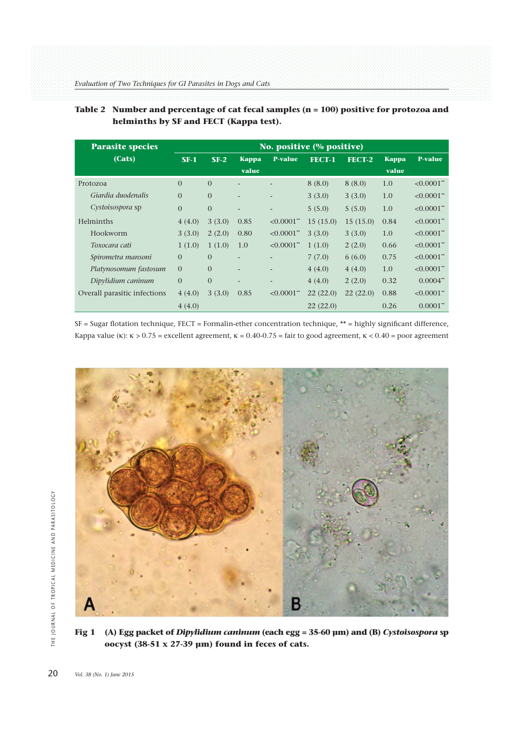**Table 2** Number and percentage of cat fecal samples (n = 100) positive for protozoa and helminths by SF and FECT (Kappa test).

| Parasite species (Cats) | No. positive (% positive) | | | | | | | |
|---|---|---|---|---|---|---|---|---|
| | SF-1 | SF-2 | Kappa value | P-value | FECT-1 | FECT-2 | Kappa value | P-value |
| Protozoa | 0 | 0 | - | - | 8 (8.0) | 8 (8.0) | 1.0 | <0.0001** |
| *Giardia duodenalis* | 0 | 0 | - | - | 3 (3.0) | 3 (3.0) | 1.0 | <0.0001** |
| *Cystoisospora* sp | 0 | 0 | - | - | 5 (5.0) | 5 (5.0) | 1.0 | <0.0001** |
| Helminths | 4 (4.0) | 3 (3.0) | 0.85 | <0.0001** | 15 (15.0) | 15 (15.0) | 0.84 | <0.0001** |
| Hookworm | 3 (3.0) | 2 (2.0) | 0.80 | <0.0001** | 3 (3.0) | 3 (3.0) | 1.0 | <0.0001** |
| *Toxocara cati* | 1 (1.0) | 1 (1.0) | 1.0 | <0.0001** | 1 (1.0) | 2 (2.0) | 0.66 | <0.0001** |
| *Spirometra mansoni* | 0 | 0 | - | - | 7 (7.0) | 6 (6.0) | 0.75 | <0.0001** |
| *Platynosomum fastosum* | 0 | 0 | - | - | 4 (4.0) | 4 (4.0) | 1.0 | <0.0001** |
| *Dipylidium caninum* | 0 | 0 | - | - | 4 (4.0) | 2 (2.0) | 0.32 | 0.0004** |
| Overall parasitic infections | 4 (4.0) | 3 (3.0) | 0.85 | <0.0001** | 22 (22.0) | 22 (22.0) | 0.88 | <0.0001** |
| | 4 (4.0) | | | | 22 (22.0) | | 0.26 | 0.0001** |

SF = Sugar flotation technique, FECT = Formalin-ether concentration technique, ** = highly significant difference, Kappa value (κ): κ > 0.75 = excellent agreement, κ = 0.40-0.75 = fair to good agreement, κ < 0.40 = poor agreement

**Fig 1** (A) Egg packet of ***Dipylidium caninum*** (each egg = 35-60 μm) and (B) ***Cystoisospora*** sp oocyst (38-51 x 27-39 μm) found in feces of cats.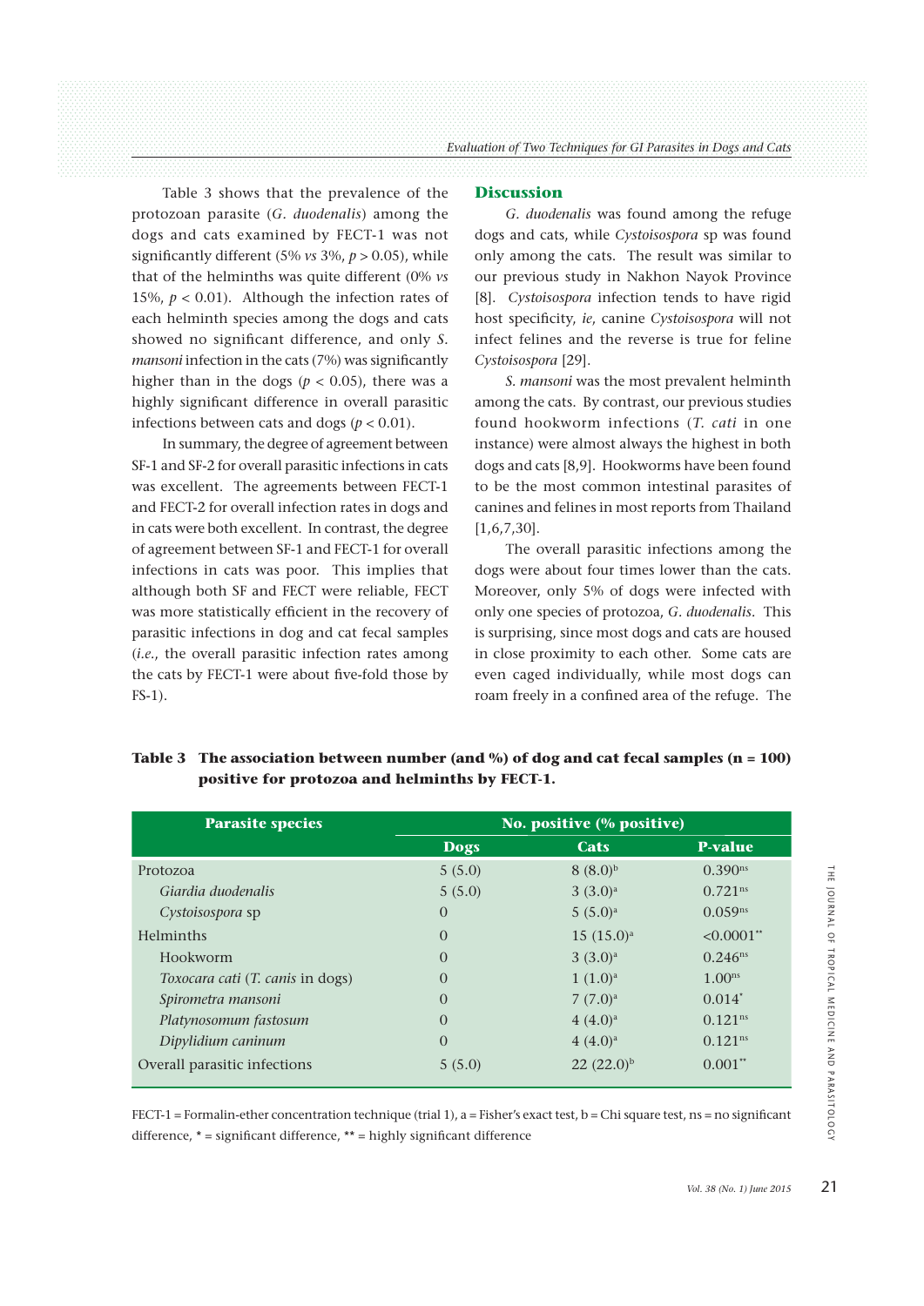Table 3 shows that the prevalence of the protozoan parasite (*G. duodenalis*) among the dogs and cats examined by FECT-1 was not significantly different (5% *vs* 3%, $p > 0.05$), while that of the helminths was quite different (0% *vs* 15%, $p < 0.01$). Although the infection rates of each helminth species among the dogs and cats showed no significant difference, and only *S. mansoni* infection in the cats (7%) was significantly higher than in the dogs ($p < 0.05$), there was a highly significant difference in overall parasitic infections between cats and dogs ($p < 0.01$).

In summary, the degree of agreement between SF-1 and SF-2 for overall parasitic infections in cats was excellent. The agreements between FECT-1 and FECT-2 for overall infection rates in dogs and in cats were both excellent. In contrast, the degree of agreement between SF-1 and FECT-1 for overall infections in cats was poor. This implies that although both SF and FECT were reliable, FECT was more statistically efficient in the recovery of parasitic infections in dog and cat fecal samples (*i.e.*, the overall parasitic infection rates among the cats by FECT-1 were about five-fold those by FS-1).

## Discussion

*G. duodenalis* was found among the refuge dogs and cats, while *Cystoisospora* sp was found only among the cats. The result was similar to our previous study in Nakhon Nayok Province [8]. *Cystoisospora* infection tends to have rigid host specificity, *ie*, canine *Cystoisospora* will not infect felines and the reverse is true for feline *Cystoisospora* [29].

*S. mansoni* was the most prevalent helminth among the cats. By contrast, our previous studies found hookworm infections (*T. cati* in one instance) were almost always the highest in both dogs and cats [8,9]. Hookworms have been found to be the most common intestinal parasites of canines and felines in most reports from Thailand [1,6,7,30].

The overall parasitic infections among the dogs were about four times lower than the cats. Moreover, only 5% of dogs were infected with only one species of protozoa, *G. duodenalis*. This is surprising, since most dogs and cats are housed in close proximity to each other. Some cats are even caged individually, while most dogs can roam freely in a confined area of the refuge. The

**Table 3 The association between number (and %) of dog and cat fecal samples (n = 100) positive for protozoa and helminths by FECT-1.**

| Parasite species | No. positive (% positive) | | |
|---|---|---|---|
| | Dogs | Cats | P-value |
| Protozoa | 5 (5.0) | 8 (8.0)[b] | 0.390[ns] |
| *Giardia duodenalis* | 5 (5.0) | 3 (3.0)[a] | 0.721[ns] |
| *Cystoisospora* sp | 0 | 5 (5.0)[a] | 0.059[ns] |
| Helminths | 0 | 15 (15.0)[a] | <0.0001[**] |
| Hookworm | 0 | 3 (3.0)[a] | 0.246[ns] |
| *Toxocara cati* (*T. canis* in dogs) | 0 | 1 (1.0)[a] | 1.00[ns] |
| *Spirometra mansoni* | 0 | 7 (7.0)[a] | 0.014[*] |
| *Platynosomum fastosum* | 0 | 4 (4.0)[a] | 0.121[ns] |
| *Dipylidium caninum* | 0 | 4 (4.0)[a] | 0.121[ns] |
| Overall parasitic infections | 5 (5.0) | 22 (22.0)[b] | 0.001[**] |

FECT-1 = Formalin-ether concentration technique (trial 1), a = Fisher's exact test, b = Chi square test, ns = no significant difference, * = significant difference, ** = highly significant difference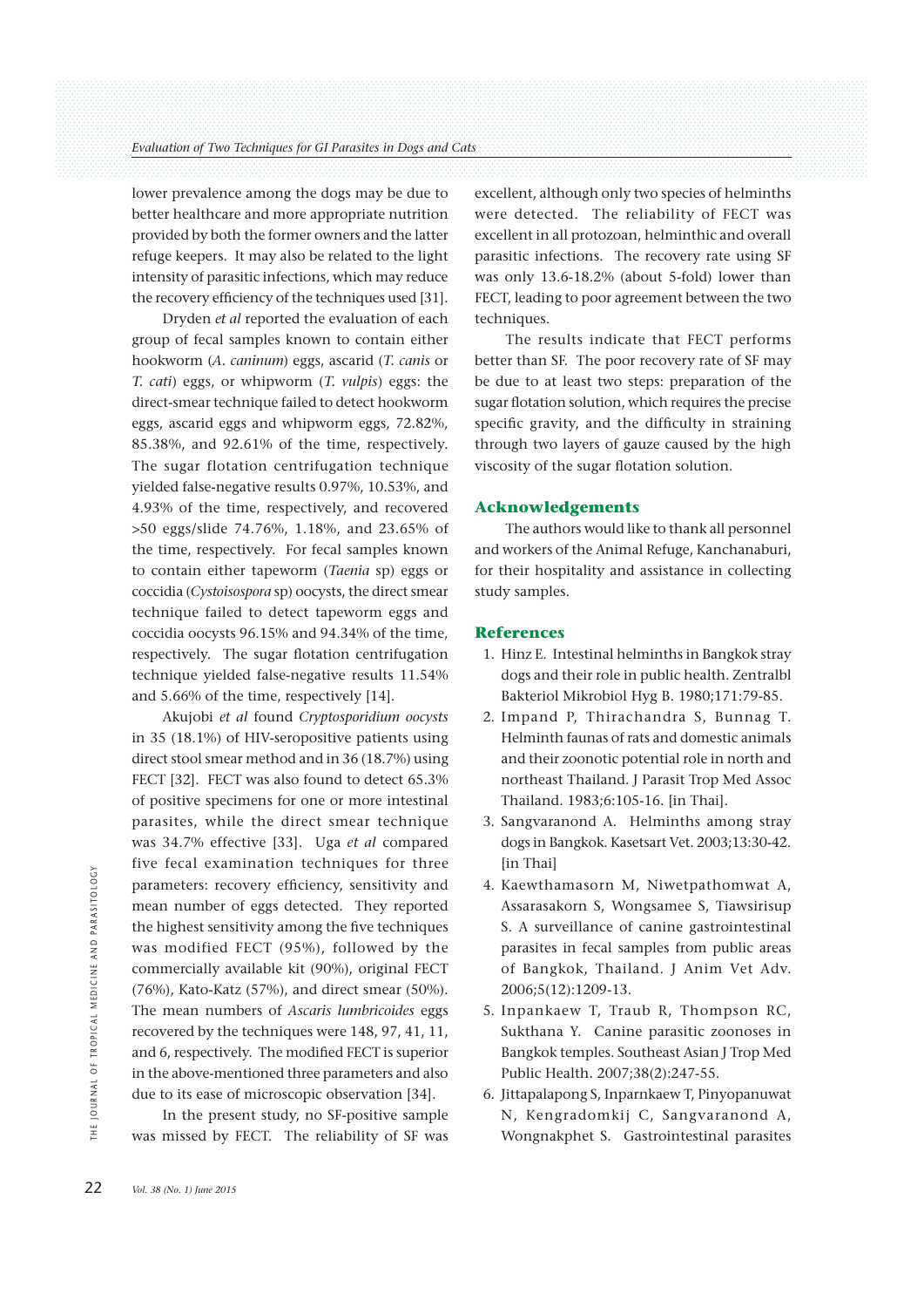lower prevalence among the dogs may be due to better healthcare and more appropriate nutrition provided by both the former owners and the latter refuge keepers. It may also be related to the light intensity of parasitic infections, which may reduce the recovery efficiency of the techniques used [31].

Dryden *et al* reported the evaluation of each group of fecal samples known to contain either hookworm (*A. caninum*) eggs, ascarid (*T. canis* or *T. cati*) eggs, or whipworm (*T. vulpis*) eggs: the direct-smear technique failed to detect hookworm eggs, ascarid eggs and whipworm eggs, 72.82%, 85.38%, and 92.61% of the time, respectively. The sugar flotation centrifugation technique yielded false-negative results 0.97%, 10.53%, and 4.93% of the time, respectively, and recovered >50 eggs/slide 74.76%, 1.18%, and 23.65% of the time, respectively. For fecal samples known to contain either tapeworm (*Taenia* sp) eggs or coccidia (*Cystoisospora* sp) oocysts, the direct smear technique failed to detect tapeworm eggs and coccidia oocysts 96.15% and 94.34% of the time, respectively. The sugar flotation centrifugation technique yielded false-negative results 11.54% and 5.66% of the time, respectively [14].

Akujobi *et al* found *Cryptosporidium oocysts* in 35 (18.1%) of HIV-seropositive patients using direct stool smear method and in 36 (18.7%) using FECT [32]. FECT was also found to detect 65.3% of positive specimens for one or more intestinal parasites, while the direct smear technique was 34.7% effective [33]. Uga *et al* compared five fecal examination techniques for three parameters: recovery efficiency, sensitivity and mean number of eggs detected. They reported the highest sensitivity among the five techniques was modified FECT (95%), followed by the commercially available kit (90%), original FECT (76%), Kato-Katz (57%), and direct smear (50%). The mean numbers of *Ascaris lumbricoides* eggs recovered by the techniques were 148, 97, 41, 11, and 6, respectively. The modified FECT is superior in the above-mentioned three parameters and also due to its ease of microscopic observation [34].

In the present study, no SF-positive sample was missed by FECT. The reliability of SF was excellent, although only two species of helminths were detected. The reliability of FECT was excellent in all protozoan, helminthic and overall parasitic infections. The recovery rate using SF was only 13.6-18.2% (about 5-fold) lower than FECT, leading to poor agreement between the two techniques.

The results indicate that FECT performs better than SF. The poor recovery rate of SF may be due to at least two steps: preparation of the sugar flotation solution, which requires the precise specific gravity, and the difficulty in straining through two layers of gauze caused by the high viscosity of the sugar flotation solution.

## Acknowledgements

The authors would like to thank all personnel and workers of the Animal Refuge, Kanchanaburi, for their hospitality and assistance in collecting study samples.

## References

1. Hinz E. Intestinal helminths in Bangkok stray dogs and their role in public health. Zentralbl Bakteriol Mikrobiol Hyg B. 1980;171:79-85.
2. Impand P, Thirachandra S, Bunnag T. Helminth faunas of rats and domestic animals and their zoonotic potential role in north and northeast Thailand. J Parasit Trop Med Assoc Thailand. 1983;6:105-16. [in Thai].
3. Sangvaranond A. Helminths among stray dogs in Bangkok. Kasetsart Vet. 2003;13:30-42. [in Thai]
4. Kaewthamasorn M, Niwetpathomwat A, Assarasakorn S, Wongsamee S, Tiawsirisup S. A surveillance of canine gastrointestinal parasites in fecal samples from public areas of Bangkok, Thailand. J Anim Vet Adv. 2006;5(12):1209-13.
5. Inpankaew T, Traub R, Thompson RC, Sukthana Y. Canine parasitic zoonoses in Bangkok temples. Southeast Asian J Trop Med Public Health. 2007;38(2):247-55.
6. Jittapalapong S, Inparnkaew T, Pinyopanuwat N, Kengradomkij C, Sangvaranond A, Wongnakphet S. Gastrointestinal parasites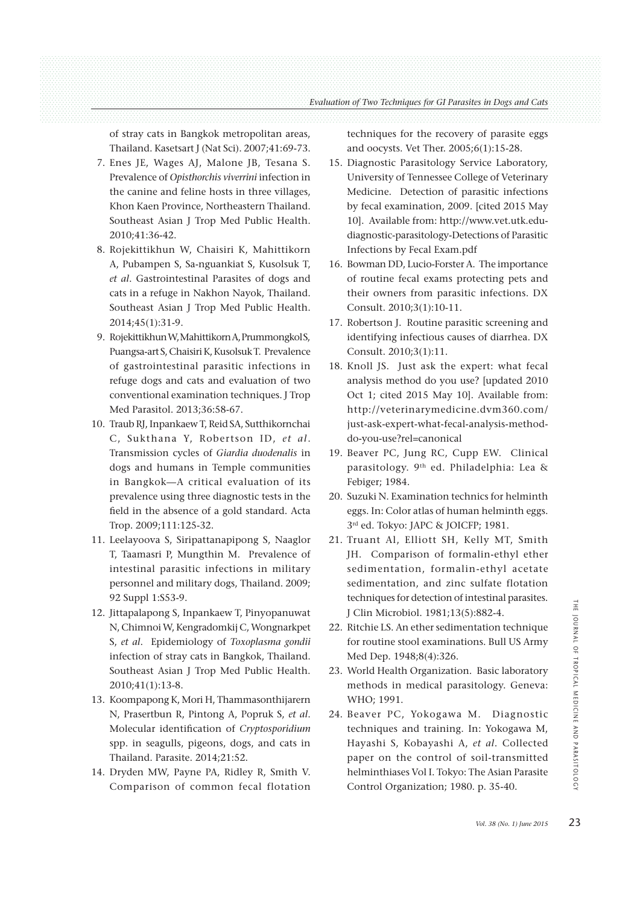of stray cats in Bangkok metropolitan areas, Thailand. Kasetsart J (Nat Sci). 2007;41:69-73.

7. Enes JE, Wages AJ, Malone JB, Tesana S. Prevalence of *Opisthorchis viverrini* infection in the canine and feline hosts in three villages, Khon Kaen Province, Northeastern Thailand. Southeast Asian J Trop Med Public Health. 2010;41:36-42.
8. Rojekittikhun W, Chaisiri K, Mahittikorn A, Pubampen S, Sa-nguankiat S, Kusolsuk T, *et al*. Gastrointestinal Parasites of dogs and cats in a refuge in Nakhon Nayok, Thailand. Southeast Asian J Trop Med Public Health. 2014;45(1):31-9.
9. Rojekittikhun W, Mahittikorn A, Prummongkol S, Puangsa-art S, Chaisiri K, Kusolsuk T. Prevalence of gastrointestinal parasitic infections in refuge dogs and cats and evaluation of two conventional examination techniques. J Trop Med Parasitol. 2013;36:58-67.
10. Traub RJ, Inpankaew T, Reid SA, Sutthikornchai C, Sukthana Y, Robertson ID, *et al*. Transmission cycles of *Giardia duodenalis* in dogs and humans in Temple communities in Bangkok—A critical evaluation of its prevalence using three diagnostic tests in the field in the absence of a gold standard. Acta Trop. 2009;111:125-32.
11. Leelayoova S, Siripattanapipong S, Naaglor T, Taamasri P, Mungthin M. Prevalence of intestinal parasitic infections in military personnel and military dogs, Thailand. 2009; 92 Suppl 1:S53-9.
12. Jittapalapong S, Inpankaew T, Pinyopanuwat N, Chimnoi W, Kengradomkij C, Wongnarkpet S, *et al*. Epidemiology of *Toxoplasma gondii* infection of stray cats in Bangkok, Thailand. Southeast Asian J Trop Med Public Health. 2010;41(1):13-8.
13. Koompapong K, Mori H, Thammasonthijarern N, Prasertbun R, Pintong A, Popruk S, *et al*. Molecular identification of *Cryptosporidium* spp. in seagulls, pigeons, dogs, and cats in Thailand. Parasite. 2014;21:52.
14. Dryden MW, Payne PA, Ridley R, Smith V. Comparison of common fecal flotation techniques for the recovery of parasite eggs and oocysts. Vet Ther. 2005;6(1):15-28.
15. Diagnostic Parasitology Service Laboratory, University of Tennessee College of Veterinary Medicine. Detection of parasitic infections by fecal examination, 2009. [cited 2015 May 10]. Available from: http://www.vet.utk.edu-diagnostic-parasitology-Detections of Parasitic Infections by Fecal Exam.pdf
16. Bowman DD, Lucio-Forster A. The importance of routine fecal exams protecting pets and their owners from parasitic infections. DX Consult. 2010;3(1):10-11.
17. Robertson J. Routine parasitic screening and identifying infectious causes of diarrhea. DX Consult. 2010;3(1):11.
18. Knoll JS. Just ask the expert: what fecal analysis method do you use? [updated 2010 Oct 1; cited 2015 May 10]. Available from: http://veterinarymedicine.dvm360.com/just-ask-expert-what-fecal-analysis-method-do-you-use?rel=canonical
19. Beaver PC, Jung RC, Cupp EW. Clinical parasitology. 9th ed. Philadelphia: Lea & Febiger; 1984.
20. Suzuki N. Examination technics for helminth eggs. In: Color atlas of human helminth eggs. 3rd ed. Tokyo: JAPC & JOICFP; 1981.
21. Truant Al, Elliott SH, Kelly MT, Smith JH. Comparison of formalin-ethyl ether sedimentation, formalin-ethyl acetate sedimentation, and zinc sulfate flotation techniques for detection of intestinal parasites. J Clin Microbiol. 1981;13(5):882-4.
22. Ritchie LS. An ether sedimentation technique for routine stool examinations. Bull US Army Med Dep. 1948;8(4):326.
23. World Health Organization. Basic laboratory methods in medical parasitology. Geneva: WHO; 1991.
24. Beaver PC, Yokogawa M. Diagnostic techniques and training. In: Yokogawa M, Hayashi S, Kobayashi A, *et al*. Collected paper on the control of soil-transmitted helminthiases Vol I. Tokyo: The Asian Parasite Control Organization; 1980. p. 35-40.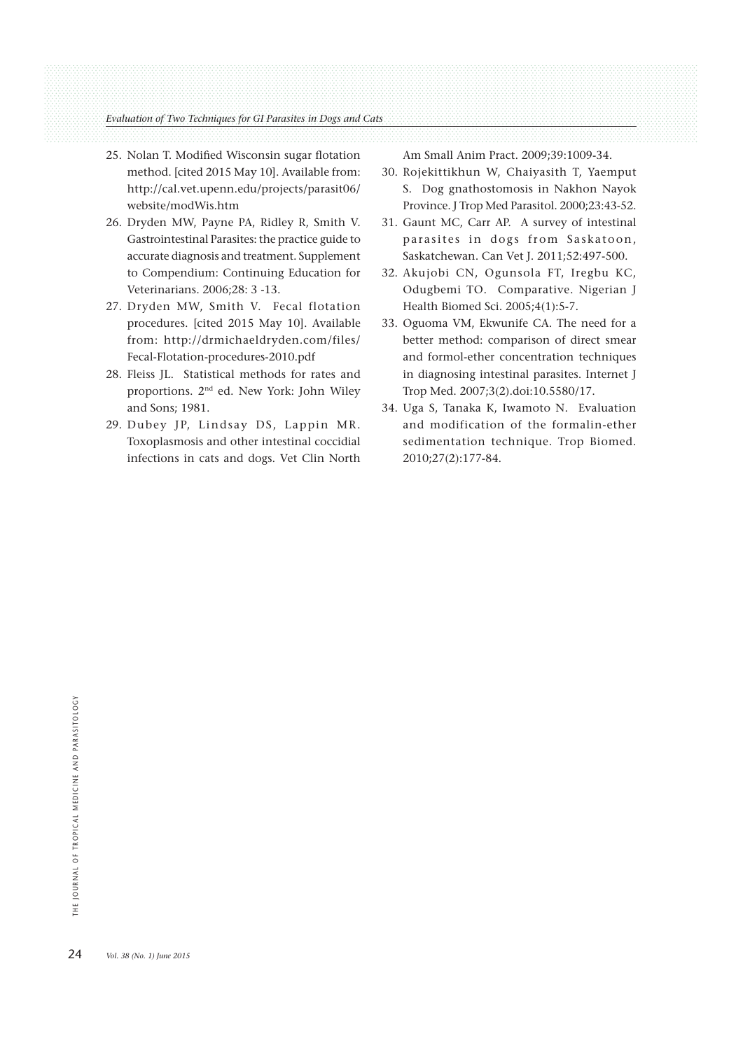25. Nolan T. Modified Wisconsin sugar flotation method. [cited 2015 May 10]. Available from: http://cal.vet.upenn.edu/projects/parasit06/website/modWis.htm
26. Dryden MW, Payne PA, Ridley R, Smith V. Gastrointestinal Parasites: the practice guide to accurate diagnosis and treatment. Supplement to Compendium: Continuing Education for Veterinarians. 2006;28: 3 -13.
27. Dryden MW, Smith V. Fecal flotation procedures. [cited 2015 May 10]. Available from: http://drmichaeldryden.com/files/Fecal-Flotation-procedures-2010.pdf
28. Fleiss JL. Statistical methods for rates and proportions. 2nd ed. New York: John Wiley and Sons; 1981.
29. Dubey JP, Lindsay DS, Lappin MR. Toxoplasmosis and other intestinal coccidial infections in cats and dogs. Vet Clin North Am Small Anim Pract. 2009;39:1009-34.
30. Rojekittikhun W, Chaiyasith T, Yaemput S. Dog gnathostomosis in Nakhon Nayok Province. J Trop Med Parasitol. 2000;23:43-52.
31. Gaunt MC, Carr AP. A survey of intestinal parasites in dogs from Saskatoon, Saskatchewan. Can Vet J. 2011;52:497-500.
32. Akujobi CN, Ogunsola FT, Iregbu KC, Odugbemi TO. Comparative. Nigerian J Health Biomed Sci. 2005;4(1):5-7.
33. Oguoma VM, Ekwunife CA. The need for a better method: comparison of direct smear and formol-ether concentration techniques in diagnosing intestinal parasites. Internet J Trop Med. 2007;3(2).doi:10.5580/17.
34. Uga S, Tanaka K, Iwamoto N. Evaluation and modification of the formalin-ether sedimentation technique. Trop Biomed. 2010;27(2):177-84.